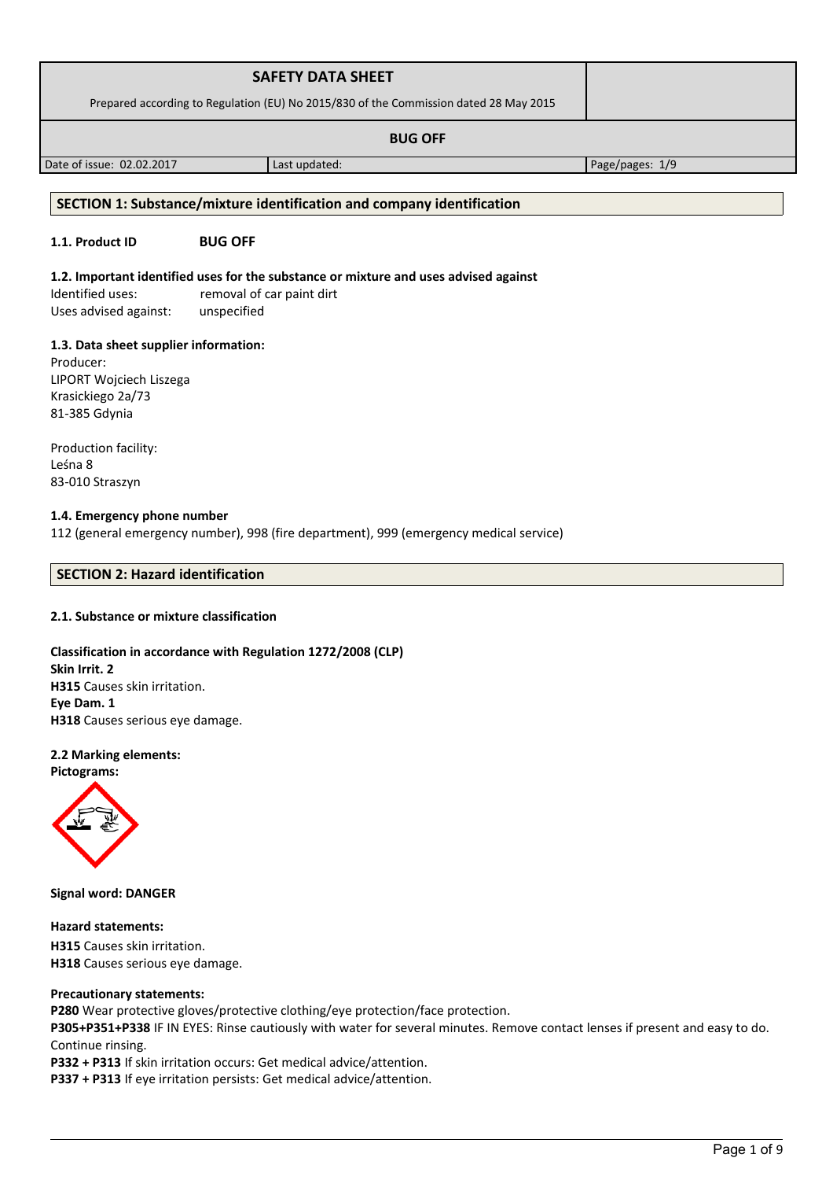| SAFETY DATA SHEET<br>Prepared according to Regulation (EU) No 2015/830 of the Commission dated 28 May 2015 | | |
|---|---|---|
| **BUG OFF** | | |
| Date of issue: 02.02.2017 | Last updated: | Page/pages: 1/9 |

## SECTION 1: Substance/mixture identification and company identification

**1.1. Product ID** **BUG OFF**

**1.2. Important identified uses for the substance or mixture and uses advised against**

Identified uses: removal of car paint dirt
Uses advised against: unspecified

**1.3. Data sheet supplier information:**

Producer:
LIPORT Wojciech Liszega
Krasickiego 2a/73
81-385 Gdynia

Production facility:
Leśna 8
83-010 Straszyn

**1.4. Emergency phone number**

112 (general emergency number), 998 (fire department), 999 (emergency medical service)

## SECTION 2: Hazard identification

**2.1. Substance or mixture classification**

**Classification in accordance with Regulation 1272/2008 (CLP)**
**Skin Irrit. 2**
**H315** Causes skin irritation.
**Eye Dam. 1**
**H318** Causes serious eye damage.

**2.2 Marking elements:**
**Pictograms:**

**Signal word: DANGER**

**Hazard statements:**
**H315** Causes skin irritation.
**H318** Causes serious eye damage.

**Precautionary statements:**
**P280** Wear protective gloves/protective clothing/eye protection/face protection.
**P305+P351+P338** IF IN EYES: Rinse cautiously with water for several minutes. Remove contact lenses if present and easy to do. Continue rinsing.
**P332 + P313** If skin irritation occurs: Get medical advice/attention.
**P337 + P313** If eye irritation persists: Get medical advice/attention.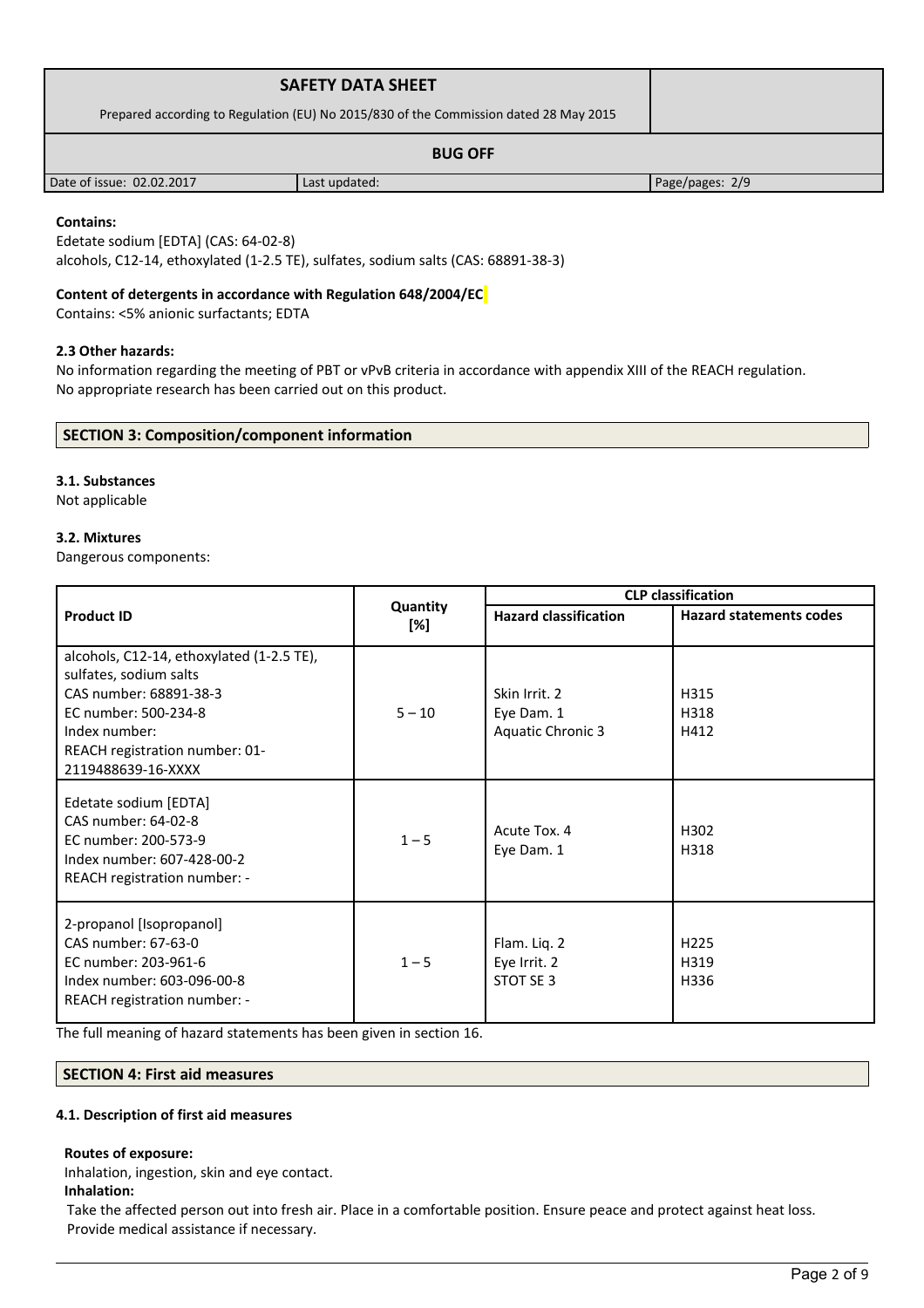**Contains:**

Edetate sodium [EDTA] (CAS: 64-02-8)
alcohols, C12-14, ethoxylated (1-2.5 TE), sulfates, sodium salts (CAS: 68891-38-3)

**Content of detergents in accordance with Regulation 648/2004/EC**

Contains: <5% anionic surfactants; EDTA

**2.3 Other hazards:**

No information regarding the meeting of PBT or vPvB criteria in accordance with appendix XIII of the REACH regulation.
No appropriate research has been carried out on this product.

## SECTION 3: Composition/component information

**3.1. Substances**

Not applicable

**3.2. Mixtures**

Dangerous components:

| Product ID | Quantity [%] | CLP classification | |
|---|---|---|---|
| | | Hazard classification | Hazard statements codes |
| alcohols, C12-14, ethoxylated (1-2.5 TE), sulfates, sodium salts<br>CAS number: 68891-38-3<br>EC number: 500-234-8<br>Index number:<br>REACH registration number: 01-2119488639-16-XXXX | 5 – 10 | Skin Irrit. 2<br>Eye Dam. 1<br>Aquatic Chronic 3 | H315<br>H318<br>H412 |
| Edetate sodium [EDTA]<br>CAS number: 64-02-8<br>EC number: 200-573-9<br>Index number: 607-428-00-2<br>REACH registration number: - | 1 – 5 | Acute Tox. 4<br>Eye Dam. 1 | H302<br>H318 |
| 2-propanol [Isopropanol]<br>CAS number: 67-63-0<br>EC number: 203-961-6<br>Index number: 603-096-00-8<br>REACH registration number: - | 1 – 5 | Flam. Liq. 2<br>Eye Irrit. 2<br>STOT SE 3 | H225<br>H319<br>H336 |

The full meaning of hazard statements has been given in section 16.

## SECTION 4: First aid measures

**4.1. Description of first aid measures**

**Routes of exposure:**

Inhalation, ingestion, skin and eye contact.

**Inhalation:**

Take the affected person out into fresh air. Place in a comfortable position. Ensure peace and protect against heat loss. Provide medical assistance if necessary.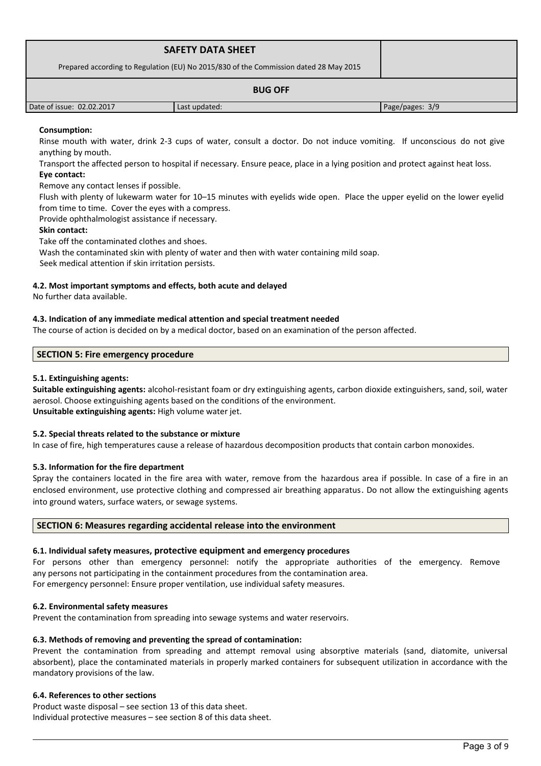**Consumption:**

Rinse mouth with water, drink 2-3 cups of water, consult a doctor. Do not induce vomiting. If unconscious do not give anything by mouth.

Transport the affected person to hospital if necessary. Ensure peace, place in a lying position and protect against heat loss.

**Eye contact:**

Remove any contact lenses if possible.

Flush with plenty of lukewarm water for 10–15 minutes with eyelids wide open. Place the upper eyelid on the lower eyelid from time to time. Cover the eyes with a compress.

Provide ophthalmologist assistance if necessary.

**Skin contact:**

Take off the contaminated clothes and shoes.

Wash the contaminated skin with plenty of water and then with water containing mild soap.

Seek medical attention if skin irritation persists.

### 4.2. Most important symptoms and effects, both acute and delayed

No further data available.

### 4.3. Indication of any immediate medical attention and special treatment needed

The course of action is decided on by a medical doctor, based on an examination of the person affected.

## SECTION 5: Fire emergency procedure

### 5.1. Extinguishing agents:

**Suitable extinguishing agents:** alcohol-resistant foam or dry extinguishing agents, carbon dioxide extinguishers, sand, soil, water aerosol. Choose extinguishing agents based on the conditions of the environment.

**Unsuitable extinguishing agents:** High volume water jet.

### 5.2. Special threats related to the substance or mixture

In case of fire, high temperatures cause a release of hazardous decomposition products that contain carbon monoxides.

### 5.3. Information for the fire department

Spray the containers located in the fire area with water, remove from the hazardous area if possible. In case of a fire in an enclosed environment, use protective clothing and compressed air breathing apparatus. Do not allow the extinguishing agents into ground waters, surface waters, or sewage systems.

## SECTION 6: Measures regarding accidental release into the environment

### 6.1. Individual safety measures, protective equipment and emergency procedures

For persons other than emergency personnel: notify the appropriate authorities of the emergency. Remove any persons not participating in the containment procedures from the contamination area.

For emergency personnel: Ensure proper ventilation, use individual safety measures.

### 6.2. Environmental safety measures

Prevent the contamination from spreading into sewage systems and water reservoirs.

### 6.3. Methods of removing and preventing the spread of contamination:

Prevent the contamination from spreading and attempt removal using absorptive materials (sand, diatomite, universal absorbent), place the contaminated materials in properly marked containers for subsequent utilization in accordance with the mandatory provisions of the law.

### 6.4. References to other sections

Product waste disposal – see section 13 of this data sheet.

Individual protective measures – see section 8 of this data sheet.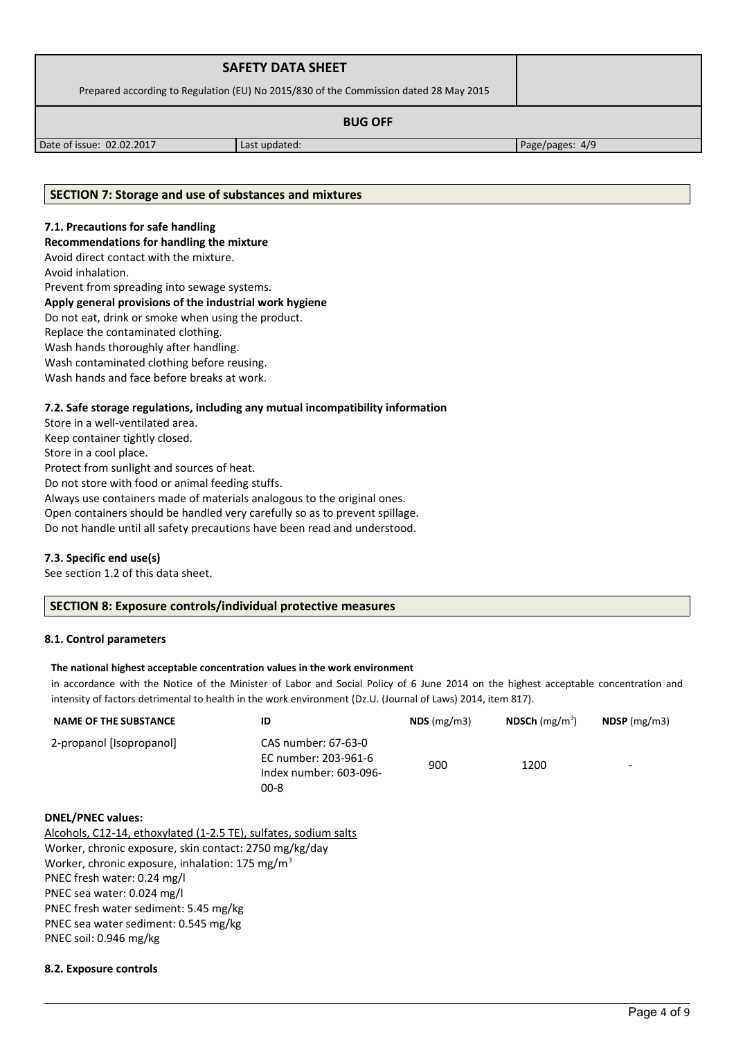## SECTION 7: Storage and use of substances and mixtures

### 7.1. Precautions for safe handling

**Recommendations for handling the mixture**

Avoid direct contact with the mixture.
Avoid inhalation.
Prevent from spreading into sewage systems.

**Apply general provisions of the industrial work hygiene**

Do not eat, drink or smoke when using the product.
Replace the contaminated clothing.
Wash hands thoroughly after handling.
Wash contaminated clothing before reusing.
Wash hands and face before breaks at work.

### 7.2. Safe storage regulations, including any mutual incompatibility information

Store in a well-ventilated area.
Keep container tightly closed.
Store in a cool place.
Protect from sunlight and sources of heat.
Do not store with food or animal feeding stuffs.
Always use containers made of materials analogous to the original ones.
Open containers should be handled very carefully so as to prevent spillage.
Do not handle until all safety precautions have been read and understood.

### 7.3. Specific end use(s)

See section 1.2 of this data sheet.

## SECTION 8: Exposure controls/individual protective measures

### 8.1. Control parameters

**The national highest acceptable concentration values in the work environment**

in accordance with the Notice of the Minister of Labor and Social Policy of 6 June 2014 on the highest acceptable concentration and intensity of factors detrimental to health in the work environment (Dz.U. (Journal of Laws) 2014, item 817).

| NAME OF THE SUBSTANCE | ID | NDS (mg/m3) | NDSCh (mg/$m^3$) | NDSP (mg/m3) |
|---|---|---|---|---|
| 2-propanol [Isopropanol] | CAS number: 67-63-0<br>EC number: 203-961-6<br>Index number: 603-096-00-8 | 900 | 1200 | - |

**DNEL/PNEC values:**

Alcohols, C12-14, ethoxylated (1-2.5 TE), sulfates, sodium salts
Worker, chronic exposure, skin contact: 2750 mg/kg/day
Worker, chronic exposure, inhalation: 175 mg/$m^3$
PNEC fresh water: 0.24 mg/l
PNEC sea water: 0.024 mg/l
PNEC fresh water sediment: 5.45 mg/kg
PNEC sea water sediment: 0.545 mg/kg
PNEC soil: 0.946 mg/kg

### 8.2. Exposure controls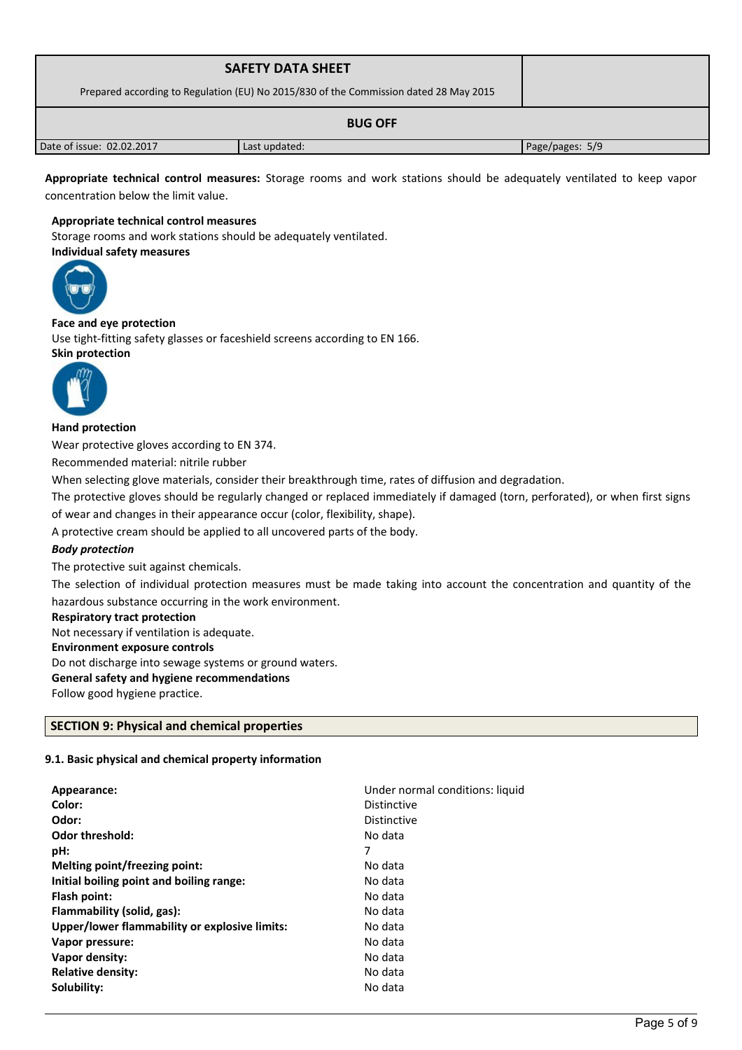**Appropriate technical control measures:** Storage rooms and work stations should be adequately ventilated to keep vapor concentration below the limit value.

**Appropriate technical control measures**

Storage rooms and work stations should be adequately ventilated.

**Individual safety measures**

**Face and eye protection**

Use tight-fitting safety glasses or faceshield screens according to EN 166.

**Skin protection**

**Hand protection**

Wear protective gloves according to EN 374.

Recommended material: nitrile rubber

When selecting glove materials, consider their breakthrough time, rates of diffusion and degradation.

The protective gloves should be regularly changed or replaced immediately if damaged (torn, perforated), or when first signs of wear and changes in their appearance occur (color, flexibility, shape).

A protective cream should be applied to all uncovered parts of the body.

***Body protection***

The protective suit against chemicals.

The selection of individual protection measures must be made taking into account the concentration and quantity of the hazardous substance occurring in the work environment.

**Respiratory tract protection**

Not necessary if ventilation is adequate.

**Environment exposure controls**

Do not discharge into sewage systems or ground waters.

**General safety and hygiene recommendations**

Follow good hygiene practice.

## SECTION 9: Physical and chemical properties

### 9.1. Basic physical and chemical property information

| | |
|---|---|
| **Appearance:** | Under normal conditions: liquid |
| **Color:** | Distinctive |
| **Odor:** | Distinctive |
| **Odor threshold:** | No data |
| **pH:** | 7 |
| **Melting point/freezing point:** | No data |
| **Initial boiling point and boiling range:** | No data |
| **Flash point:** | No data |
| **Flammability (solid, gas):** | No data |
| **Upper/lower flammability or explosive limits:** | No data |
| **Vapor pressure:** | No data |
| **Vapor density:** | No data |
| **Relative density:** | No data |
| **Solubility:** | No data |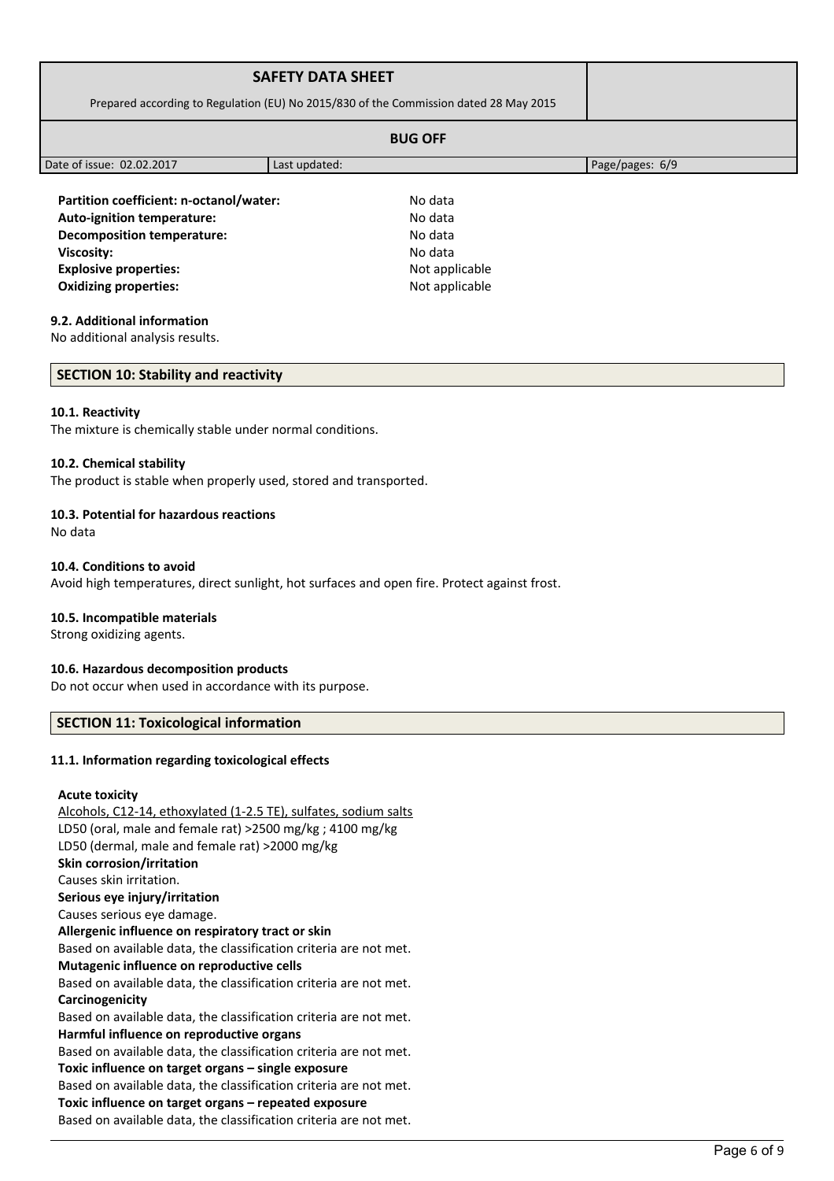| | |
|---|---|
| **Partition coefficient: n-octanol/water:** | No data |
| **Auto-ignition temperature:** | No data |
| **Decomposition temperature:** | No data |
| **Viscosity:** | No data |
| **Explosive properties:** | Not applicable |
| **Oxidizing properties:** | Not applicable |

### 9.2. Additional information

No additional analysis results.

## SECTION 10: Stability and reactivity

### 10.1. Reactivity

The mixture is chemically stable under normal conditions.

### 10.2. Chemical stability

The product is stable when properly used, stored and transported.

### 10.3. Potential for hazardous reactions

No data

### 10.4. Conditions to avoid

Avoid high temperatures, direct sunlight, hot surfaces and open fire. Protect against frost.

### 10.5. Incompatible materials

Strong oxidizing agents.

### 10.6. Hazardous decomposition products

Do not occur when used in accordance with its purpose.

## SECTION 11: Toxicological information

### 11.1. Information regarding toxicological effects

**Acute toxicity**

Alcohols, C12-14, ethoxylated (1-2.5 TE), sulfates, sodium salts
LD50 (oral, male and female rat) >2500 mg/kg ; 4100 mg/kg
LD50 (dermal, male and female rat) >2000 mg/kg

**Skin corrosion/irritation**

Causes skin irritation.

**Serious eye injury/irritation**

Causes serious eye damage.

**Allergenic influence on respiratory tract or skin**

Based on available data, the classification criteria are not met.

**Mutagenic influence on reproductive cells**

Based on available data, the classification criteria are not met.

**Carcinogenicity**

Based on available data, the classification criteria are not met.

**Harmful influence on reproductive organs**

Based on available data, the classification criteria are not met.

**Toxic influence on target organs – single exposure**

Based on available data, the classification criteria are not met.

**Toxic influence on target organs – repeated exposure**

Based on available data, the classification criteria are not met.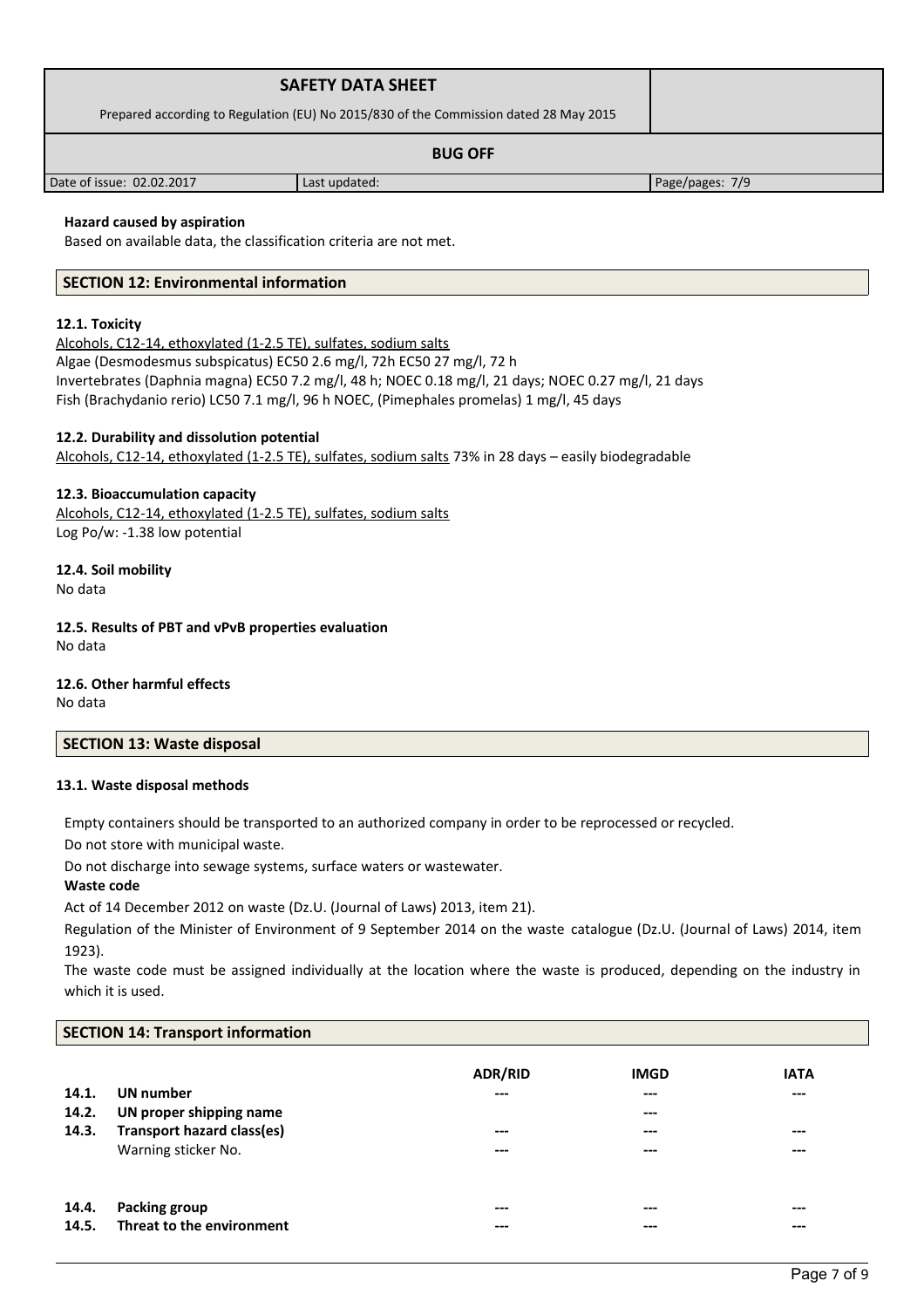**Hazard caused by aspiration**

Based on available data, the classification criteria are not met.

## SECTION 12: Environmental information

### 12.1. Toxicity

Alcohols, C12-14, ethoxylated (1-2.5 TE), sulfates, sodium salts

Algae (Desmodesmus subspicatus) EC50 2.6 mg/l, 72h EC50 27 mg/l, 72 h

Invertebrates (Daphnia magna) EC50 7.2 mg/l, 48 h; NOEC 0.18 mg/l, 21 days; NOEC 0.27 mg/l, 21 days

Fish (Brachydanio rerio) LC50 7.1 mg/l, 96 h NOEC, (Pimephales promelas) 1 mg/l, 45 days

### 12.2. Durability and dissolution potential

Alcohols, C12-14, ethoxylated (1-2.5 TE), sulfates, sodium salts 73% in 28 days – easily biodegradable

### 12.3. Bioaccumulation capacity

Alcohols, C12-14, ethoxylated (1-2.5 TE), sulfates, sodium salts

Log Po/w: -1.38 low potential

### 12.4. Soil mobility

No data

### 12.5. Results of PBT and vPvB properties evaluation

No data

### 12.6. Other harmful effects

No data

## SECTION 13: Waste disposal

### 13.1. Waste disposal methods

Empty containers should be transported to an authorized company in order to be reprocessed or recycled.

Do not store with municipal waste.

Do not discharge into sewage systems, surface waters or wastewater.

**Waste code**

Act of 14 December 2012 on waste (Dz.U. (Journal of Laws) 2013, item 21).

Regulation of the Minister of Environment of 9 September 2014 on the waste catalogue (Dz.U. (Journal of Laws) 2014, item 1923).

The waste code must be assigned individually at the location where the waste is produced, depending on the industry in which it is used.

## SECTION 14: Transport information

| | | ADR/RID | IMGD | IATA |
|---|---|---|---|---|
| **14.1.** | **UN number** | --- | --- | --- |
| **14.2.** | **UN proper shipping name** | | --- | |
| **14.3.** | **Transport hazard class(es)** | --- | --- | --- |
| | Warning sticker No. | --- | --- | --- |
| **14.4.** | **Packing group** | --- | --- | --- |
| **14.5.** | **Threat to the environment** | --- | --- | --- |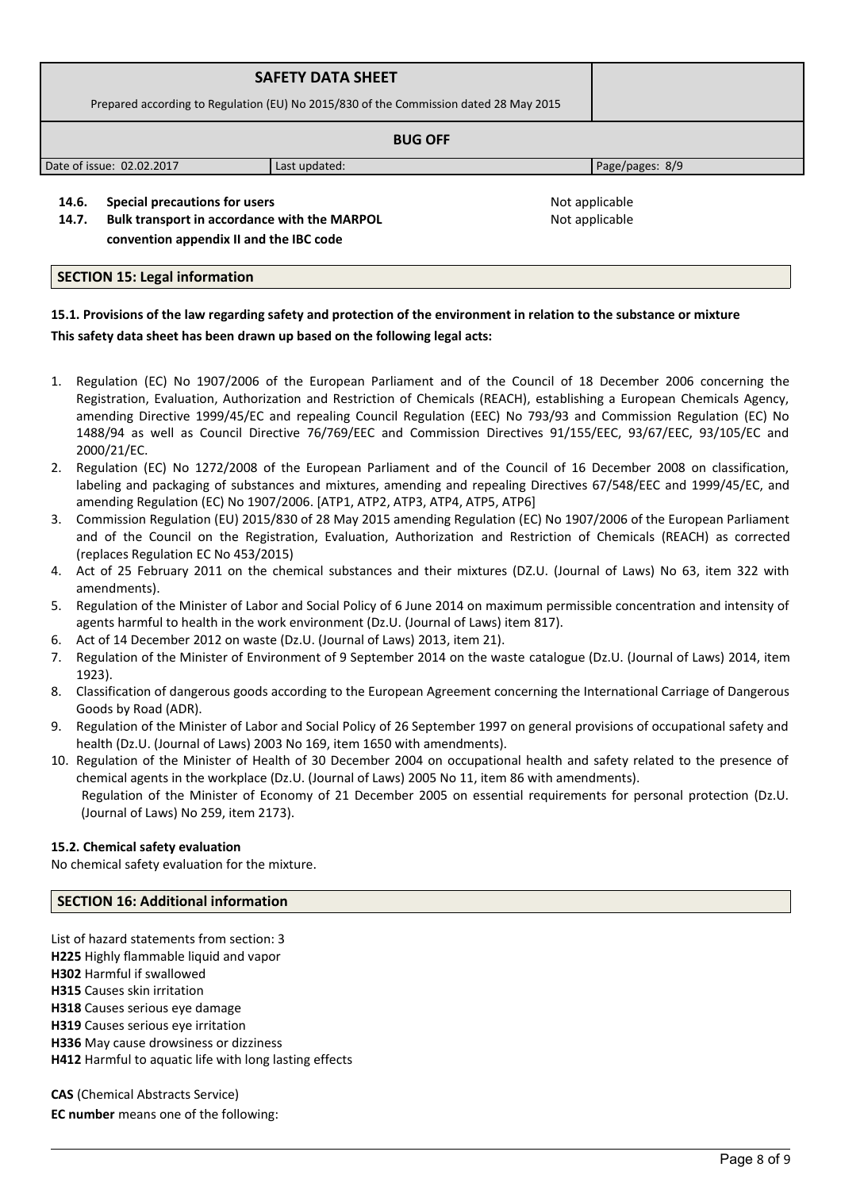**14.6. Special precautions for users** Not applicable

**14.7. Bulk transport in accordance with the MARPOL convention appendix II and the IBC code** Not applicable

## SECTION 15: Legal information

**15.1. Provisions of the law regarding safety and protection of the environment in relation to the substance or mixture**

**This safety data sheet has been drawn up based on the following legal acts:**

1. Regulation (EC) No 1907/2006 of the European Parliament and of the Council of 18 December 2006 concerning the Registration, Evaluation, Authorization and Restriction of Chemicals (REACH), establishing a European Chemicals Agency, amending Directive 1999/45/EC and repealing Council Regulation (EEC) No 793/93 and Commission Regulation (EC) No 1488/94 as well as Council Directive 76/769/EEC and Commission Directives 91/155/EEC, 93/67/EEC, 93/105/EC and 2000/21/EC.
2. Regulation (EC) No 1272/2008 of the European Parliament and of the Council of 16 December 2008 on classification, labeling and packaging of substances and mixtures, amending and repealing Directives 67/548/EEC and 1999/45/EC, and amending Regulation (EC) No 1907/2006. [ATP1, ATP2, ATP3, ATP4, ATP5, ATP6]
3. Commission Regulation (EU) 2015/830 of 28 May 2015 amending Regulation (EC) No 1907/2006 of the European Parliament and of the Council on the Registration, Evaluation, Authorization and Restriction of Chemicals (REACH) as corrected (replaces Regulation EC No 453/2015)
4. Act of 25 February 2011 on the chemical substances and their mixtures (DZ.U. (Journal of Laws) No 63, item 322 with amendments).
5. Regulation of the Minister of Labor and Social Policy of 6 June 2014 on maximum permissible concentration and intensity of agents harmful to health in the work environment (Dz.U. (Journal of Laws) item 817).
6. Act of 14 December 2012 on waste (Dz.U. (Journal of Laws) 2013, item 21).
7. Regulation of the Minister of Environment of 9 September 2014 on the waste catalogue (Dz.U. (Journal of Laws) 2014, item 1923).
8. Classification of dangerous goods according to the European Agreement concerning the International Carriage of Dangerous Goods by Road (ADR).
9. Regulation of the Minister of Labor and Social Policy of 26 September 1997 on general provisions of occupational safety and health (Dz.U. (Journal of Laws) 2003 No 169, item 1650 with amendments).
10. Regulation of the Minister of Health of 30 December 2004 on occupational health and safety related to the presence of chemical agents in the workplace (Dz.U. (Journal of Laws) 2005 No 11, item 86 with amendments).
    Regulation of the Minister of Economy of 21 December 2005 on essential requirements for personal protection (Dz.U. (Journal of Laws) No 259, item 2173).

**15.2. Chemical safety evaluation**

No chemical safety evaluation for the mixture.

## SECTION 16: Additional information

List of hazard statements from section: 3

**H225** Highly flammable liquid and vapor
**H302** Harmful if swallowed
**H315** Causes skin irritation
**H318** Causes serious eye damage
**H319** Causes serious eye irritation
**H336** May cause drowsiness or dizziness
**H412** Harmful to aquatic life with long lasting effects

**CAS** (Chemical Abstracts Service)

**EC number** means one of the following: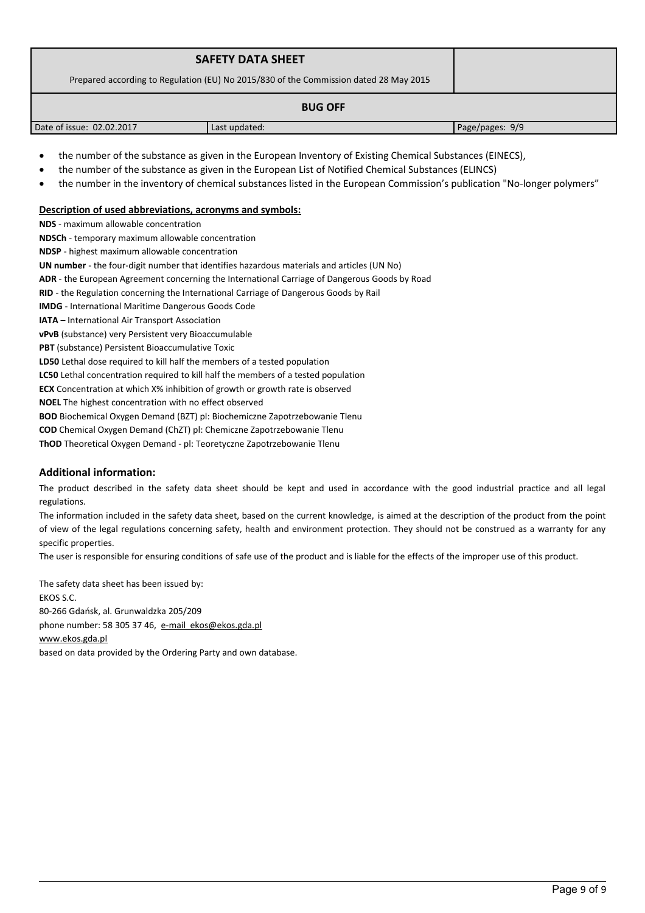- the number of the substance as given in the European Inventory of Existing Chemical Substances (EINECS),
- the number of the substance as given in the European List of Notified Chemical Substances (ELINCS)
- the number in the inventory of chemical substances listed in the European Commission's publication "No-longer polymers"

**Description of used abbreviations, acronyms and symbols:**

**NDS** - maximum allowable concentration
**NDSCh** - temporary maximum allowable concentration
**NDSP** - highest maximum allowable concentration
**UN number** - the four-digit number that identifies hazardous materials and articles (UN No)
**ADR** - the European Agreement concerning the International Carriage of Dangerous Goods by Road
**RID** - the Regulation concerning the International Carriage of Dangerous Goods by Rail
**IMDG** - International Maritime Dangerous Goods Code
**IATA** – International Air Transport Association
**vPvB** (substance) very Persistent very Bioaccumulable
**PBT** (substance) Persistent Bioaccumulative Toxic
**LD50** Lethal dose required to kill half the members of a tested population
**LC50** Lethal concentration required to kill half the members of a tested population
**ECX** Concentration at which X% inhibition of growth or growth rate is observed
**NOEL** The highest concentration with no effect observed
**BOD** Biochemical Oxygen Demand (BZT) pl: Biochemiczne Zapotrzebowanie Tlenu
**COD** Chemical Oxygen Demand (ChZT) pl: Chemiczne Zapotrzebowanie Tlenu
**ThOD** Theoretical Oxygen Demand - pl: Teoretyczne Zapotrzebowanie Tlenu

## Additional information:

The product described in the safety data sheet should be kept and used in accordance with the good industrial practice and all legal regulations.

The information included in the safety data sheet, based on the current knowledge, is aimed at the description of the product from the point of view of the legal regulations concerning safety, health and environment protection. They should not be construed as a warranty for any specific properties.

The user is responsible for ensuring conditions of safe use of the product and is liable for the effects of the improper use of this product.

The safety data sheet has been issued by:
EKOS S.C.
80-266 Gdańsk, al. Grunwaldzka 205/209
phone number: 58 305 37 46, e-mail ekos@ekos.gda.pl
www.ekos.gda.pl
based on data provided by the Ordering Party and own database.